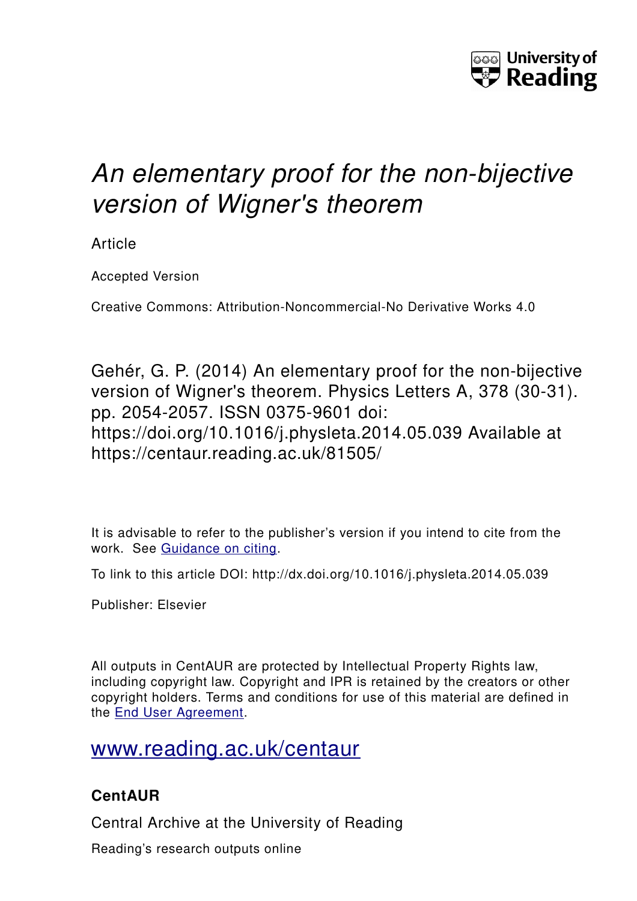University of Reading

# *An elementary proof for the non-bijective version of Wigner's theorem*

Article

Accepted Version

Creative Commons: Attribution-Noncommercial-No Derivative Works 4.0

Gehér, G. P. (2014) An elementary proof for the non-bijective version of Wigner's theorem. Physics Letters A, 378 (30-31). pp. 2054-2057. ISSN 0375-9601 doi: https://doi.org/10.1016/j.physleta.2014.05.039 Available at https://centaur.reading.ac.uk/81505/

It is advisable to refer to the publisher's version if you intend to cite from the work. See Guidance on citing.

To link to this article DOI: http://dx.doi.org/10.1016/j.physleta.2014.05.039

Publisher: Elsevier

All outputs in CentAUR are protected by Intellectual Property Rights law, including copyright law. Copyright and IPR is retained by the creators or other copyright holders. Terms and conditions for use of this material are defined in the End User Agreement.

www.reading.ac.uk/centaur

### CentAUR

Central Archive at the University of Reading

Reading's research outputs online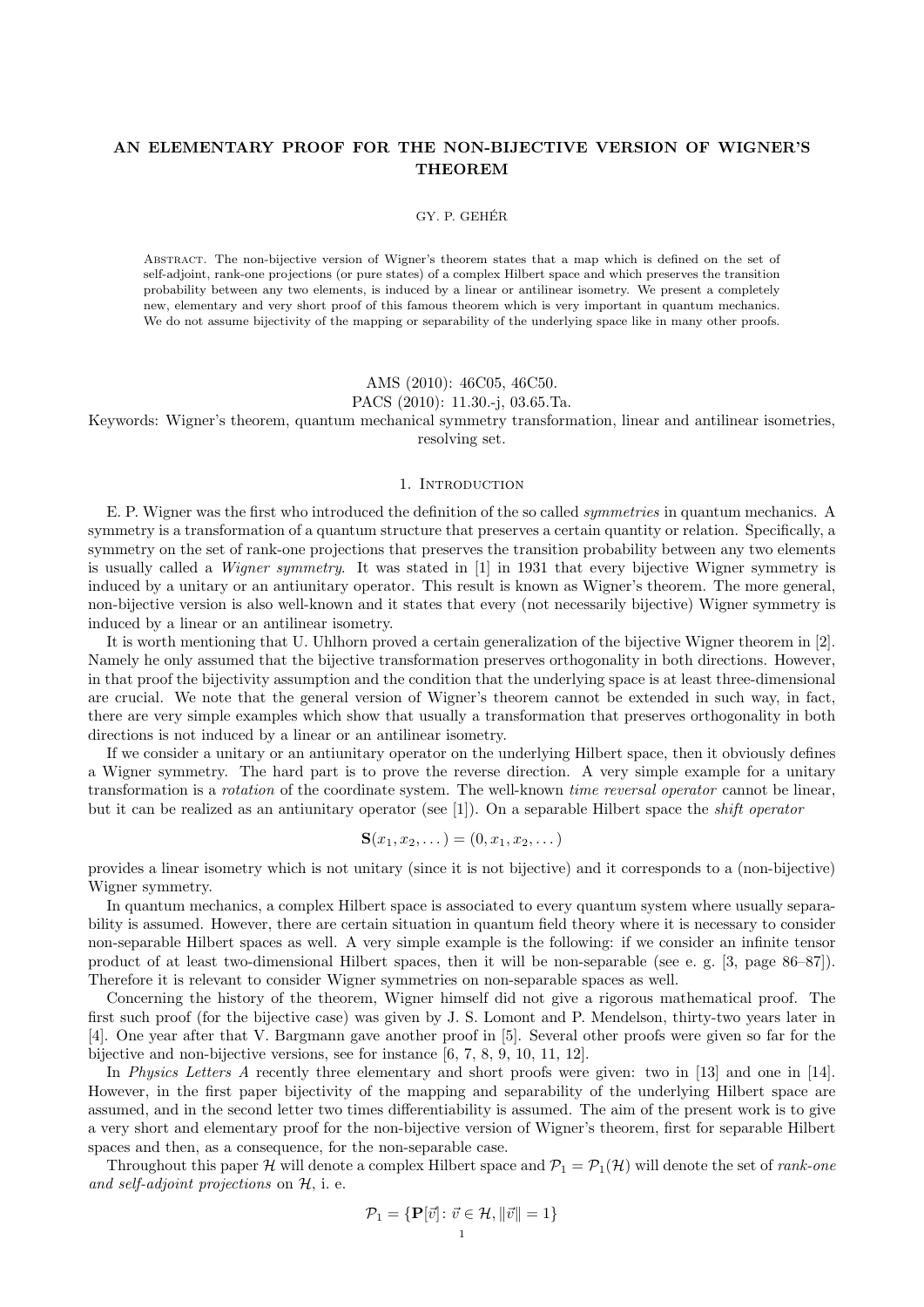**AN ELEMENTARY PROOF FOR THE NON-BIJECTIVE VERSION OF WIGNER'S THEOREM**

GY. P. GEHÉR

Abstract. The non-bijective version of Wigner's theorem states that a map which is defined on the set of self-adjoint, rank-one projections (or pure states) of a complex Hilbert space and which preserves the transition probability between any two elements, is induced by a linear or antilinear isometry. We present a completely new, elementary and very short proof of this famous theorem which is very important in quantum mechanics. We do not assume bijectivity of the mapping or separability of the underlying space like in many other proofs.

AMS (2010): 46C05, 46C50.
PACS (2010): 11.30.-j, 03.65.Ta.
Keywords: Wigner's theorem, quantum mechanical symmetry transformation, linear and antilinear isometries, resolving set.

## 1. Introduction

E. P. Wigner was the first who introduced the definition of the so called *symmetries* in quantum mechanics. A symmetry is a transformation of a quantum structure that preserves a certain quantity or relation. Specifically, a symmetry on the set of rank-one projections that preserves the transition probability between any two elements is usually called a *Wigner symmetry*. It was stated in [1] in 1931 that every bijective Wigner symmetry is induced by a unitary or an antiunitary operator. This result is known as Wigner's theorem. The more general, non-bijective version is also well-known and it states that every (not necessarily bijective) Wigner symmetry is induced by a linear or an antilinear isometry.

It is worth mentioning that U. Uhlhorn proved a certain generalization of the bijective Wigner theorem in [2]. Namely he only assumed that the bijective transformation preserves orthogonality in both directions. However, in that proof the bijectivity assumption and the condition that the underlying space is at least three-dimensional are crucial. We note that the general version of Wigner's theorem cannot be extended in such way, in fact, there are very simple examples which show that usually a transformation that preserves orthogonality in both directions is not induced by a linear or an antilinear isometry.

If we consider a unitary or an antiunitary operator on the underlying Hilbert space, then it obviously defines a Wigner symmetry. The hard part is to prove the reverse direction. A very simple example for a unitary transformation is a *rotation* of the coordinate system. The well-known *time reversal operator* cannot be linear, but it can be realized as an antiunitary operator (see [1]). On a separable Hilbert space the *shift operator*

$$\mathbf{S}(x_1, x_2, \dots) = (0, x_1, x_2, \dots)$$

provides a linear isometry which is not unitary (since it is not bijective) and it corresponds to a (non-bijective) Wigner symmetry.

In quantum mechanics, a complex Hilbert space is associated to every quantum system where usually separability is assumed. However, there are certain situation in quantum field theory where it is necessary to consider non-separable Hilbert spaces as well. A very simple example is the following: if we consider an infinite tensor product of at least two-dimensional Hilbert spaces, then it will be non-separable (see e. g. [3, page 86–87]). Therefore it is relevant to consider Wigner symmetries on non-separable spaces as well.

Concerning the history of the theorem, Wigner himself did not give a rigorous mathematical proof. The first such proof (for the bijective case) was given by J. S. Lomont and P. Mendelson, thirty-two years later in [4]. One year after that V. Bargmann gave another proof in [5]. Several other proofs were given so far for the bijective and non-bijective versions, see for instance [6, 7, 8, 9, 10, 11, 12].

In *Physics Letters A* recently three elementary and short proofs were given: two in [13] and one in [14]. However, in the first paper bijectivity of the mapping and separability of the underlying Hilbert space are assumed, and in the second letter two times differentiability is assumed. The aim of the present work is to give a very short and elementary proof for the non-bijective version of Wigner's theorem, first for separable Hilbert spaces and then, as a consequence, for the non-separable case.

Throughout this paper $\mathcal{H}$ will denote a complex Hilbert space and $\mathcal{P}_1 = \mathcal{P}_1(\mathcal{H})$ will denote the set of *rank-one and self-adjoint projections* on $\mathcal{H}$, i. e.

$$\mathcal{P}_1 = \{\mathbf{P}[\vec{v}] : \vec{v} \in \mathcal{H}, \|\vec{v}\| = 1\}$$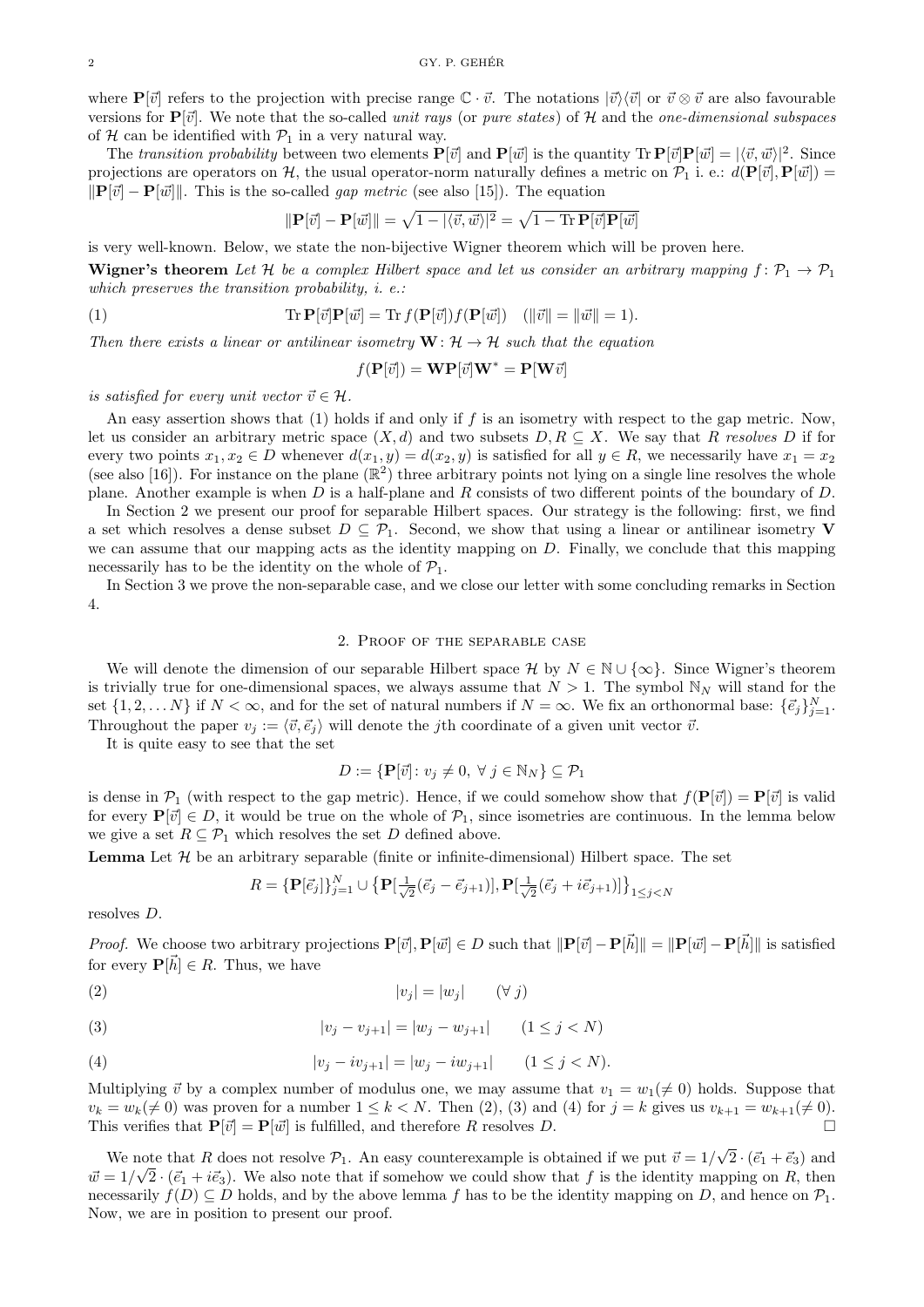where $\mathbf{P}[\vec{v}]$ refers to the projection with precise range $\mathbb{C}\cdot\vec{v}$. The notations $|\vec{v}\rangle\langle\vec{v}|$ or $\vec{v}\otimes\vec{v}$ are also favourable versions for $\mathbf{P}[\vec{v}]$. We note that the so-called *unit rays* (or *pure states*) of $\mathcal{H}$ and the *one-dimensional subspaces* of $\mathcal{H}$ can be identified with $\mathcal{P}_1$ in a very natural way.

The *transition probability* between two elements $\mathbf{P}[\vec{v}]$ and $\mathbf{P}[\vec{w}]$ is the quantity $\operatorname{Tr}\mathbf{P}[\vec{v}]\mathbf{P}[\vec{w}] = |\langle\vec{v},\vec{w}\rangle|^2$. Since projections are operators on $\mathcal{H}$, the usual operator-norm naturally defines a metric on $\mathcal{P}_1$ i. e.: $d(\mathbf{P}[\vec{v}],\mathbf{P}[\vec{w}]) = \|\mathbf{P}[\vec{v}]-\mathbf{P}[\vec{w}]\|$. This is the so-called *gap metric* (see also [15]). The equation

$$\|\mathbf{P}[\vec{v}]-\mathbf{P}[\vec{w}]\| = \sqrt{1-|\langle\vec{v},\vec{w}\rangle|^2} = \sqrt{1-\operatorname{Tr}\mathbf{P}[\vec{v}]\mathbf{P}[\vec{w}]}$$

is very well-known. Below, we state the non-bijective Wigner theorem which will be proven here.

**Wigner's theorem** *Let $\mathcal{H}$ be a complex Hilbert space and let us consider an arbitrary mapping $f\colon \mathcal{P}_1\to\mathcal{P}_1$ which preserves the transition probability, i. e.:*

$$\operatorname{Tr}\mathbf{P}[\vec{v}]\mathbf{P}[\vec{w}] = \operatorname{Tr} f(\mathbf{P}[\vec{v}])f(\mathbf{P}[\vec{w}]) \quad (\|\vec{v}\| = \|\vec{w}\| = 1). \tag{1}$$

*Then there exists a linear or antilinear isometry $\mathbf{W}\colon\mathcal{H}\to\mathcal{H}$ such that the equation*

$$f(\mathbf{P}[\vec{v}]) = \mathbf{W}\mathbf{P}[\vec{v}]\mathbf{W}^* = \mathbf{P}[\mathbf{W}\vec{v}]$$

*is satisfied for every unit vector $\vec{v}\in\mathcal{H}$.*

An easy assertion shows that (1) holds if and only if $f$ is an isometry with respect to the gap metric. Now, let us consider an arbitrary metric space $(X,d)$ and two subsets $D,R\subseteq X$. We say that $R$ *resolves* $D$ if for every two points $x_1,x_2\in D$ whenever $d(x_1,y) = d(x_2,y)$ is satisfied for all $y\in R$, we necessarily have $x_1 = x_2$ (see also [16]). For instance on the plane ($\mathbb{R}^2$) three arbitrary points not lying on a single line resolves the whole plane. Another example is when $D$ is a half-plane and $R$ consists of two different points of the boundary of $D$.

In Section 2 we present our proof for separable Hilbert spaces. Our strategy is the following: first, we find a set which resolves a dense subset $D\subseteq\mathcal{P}_1$. Second, we show that using a linear or antilinear isometry $\mathbf{V}$ we can assume that our mapping acts as the identity mapping on $D$. Finally, we conclude that this mapping necessarily has to be the identity on the whole of $\mathcal{P}_1$.

In Section 3 we prove the non-separable case, and we close our letter with some concluding remarks in Section 4.

## 2. Proof of the separable case

We will denote the dimension of our separable Hilbert space $\mathcal{H}$ by $N\in\mathbb{N}\cup\{\infty\}$. Since Wigner's theorem is trivially true for one-dimensional spaces, we always assume that $N>1$. The symbol $\mathbb{N}_N$ will stand for the set $\{1,2,\dots N\}$ if $N<\infty$, and for the set of natural numbers if $N=\infty$. We fix an orthonormal base: $\{\vec{e}_j\}_{j=1}^N$. Throughout the paper $v_j := \langle\vec{v},\vec{e}_j\rangle$ will denote the $j$th coordinate of a given unit vector $\vec{v}$.

It is quite easy to see that the set

$$D := \{\mathbf{P}[\vec{v}]\colon v_j\neq 0,\ \forall\, j\in\mathbb{N}_N\}\subseteq\mathcal{P}_1$$

is dense in $\mathcal{P}_1$ (with respect to the gap metric). Hence, if we could somehow show that $f(\mathbf{P}[\vec{v}]) = \mathbf{P}[\vec{v}]$ is valid for every $\mathbf{P}[\vec{v}]\in D$, it would be true on the whole of $\mathcal{P}_1$, since isometries are continuous. In the lemma below we give a set $R\subseteq\mathcal{P}_1$ which resolves the set $D$ defined above.

**Lemma** Let $\mathcal{H}$ be an arbitrary separable (finite or infinite-dimensional) Hilbert space. The set

$$R = \{\mathbf{P}[\vec{e}_j]\}_{j=1}^N \cup \left\{\mathbf{P}[\tfrac{1}{\sqrt{2}}(\vec{e}_j-\vec{e}_{j+1})], \mathbf{P}[\tfrac{1}{\sqrt{2}}(\vec{e}_j+i\vec{e}_{j+1})]\right\}_{1\leq j<N}$$

resolves $D$.

*Proof.* We choose two arbitrary projections $\mathbf{P}[\vec{v}],\mathbf{P}[\vec{w}]\in D$ such that $\|\mathbf{P}[\vec{v}]-\mathbf{P}[\vec{h}]\| = \|\mathbf{P}[\vec{w}]-\mathbf{P}[\vec{h}]\|$ is satisfied for every $\mathbf{P}[\vec{h}]\in R$. Thus, we have

$$|v_j| = |w_j| \qquad (\forall\, j) \tag{2}$$

$$|v_j - v_{j+1}| = |w_j - w_{j+1}| \qquad (1\leq j<N) \tag{3}$$

$$|v_j - iv_{j+1}| = |w_j - iw_{j+1}| \qquad (1\leq j<N). \tag{4}$$

Multiplying $\vec{v}$ by a complex number of modulus one, we may assume that $v_1 = w_1(\neq 0)$ holds. Suppose that $v_k = w_k(\neq 0)$ was proven for a number $1\leq k<N$. Then (2), (3) and (4) for $j=k$ gives us $v_{k+1} = w_{k+1}(\neq 0)$. This verifies that $\mathbf{P}[\vec{v}] = \mathbf{P}[\vec{w}]$ is fulfilled, and therefore $R$ resolves $D$. □

We note that $R$ does not resolve $\mathcal{P}_1$. An easy counterexample is obtained if we put $\vec{v} = 1/\sqrt{2}\cdot(\vec{e}_1+\vec{e}_3)$ and $\vec{w} = 1/\sqrt{2}\cdot(\vec{e}_1+i\vec{e}_3)$. We also note that if somehow we could show that $f$ is the identity mapping on $R$, then necessarily $f(D)\subseteq D$ holds, and by the above lemma $f$ has to be the identity mapping on $D$, and hence on $\mathcal{P}_1$. Now, we are in position to present our proof.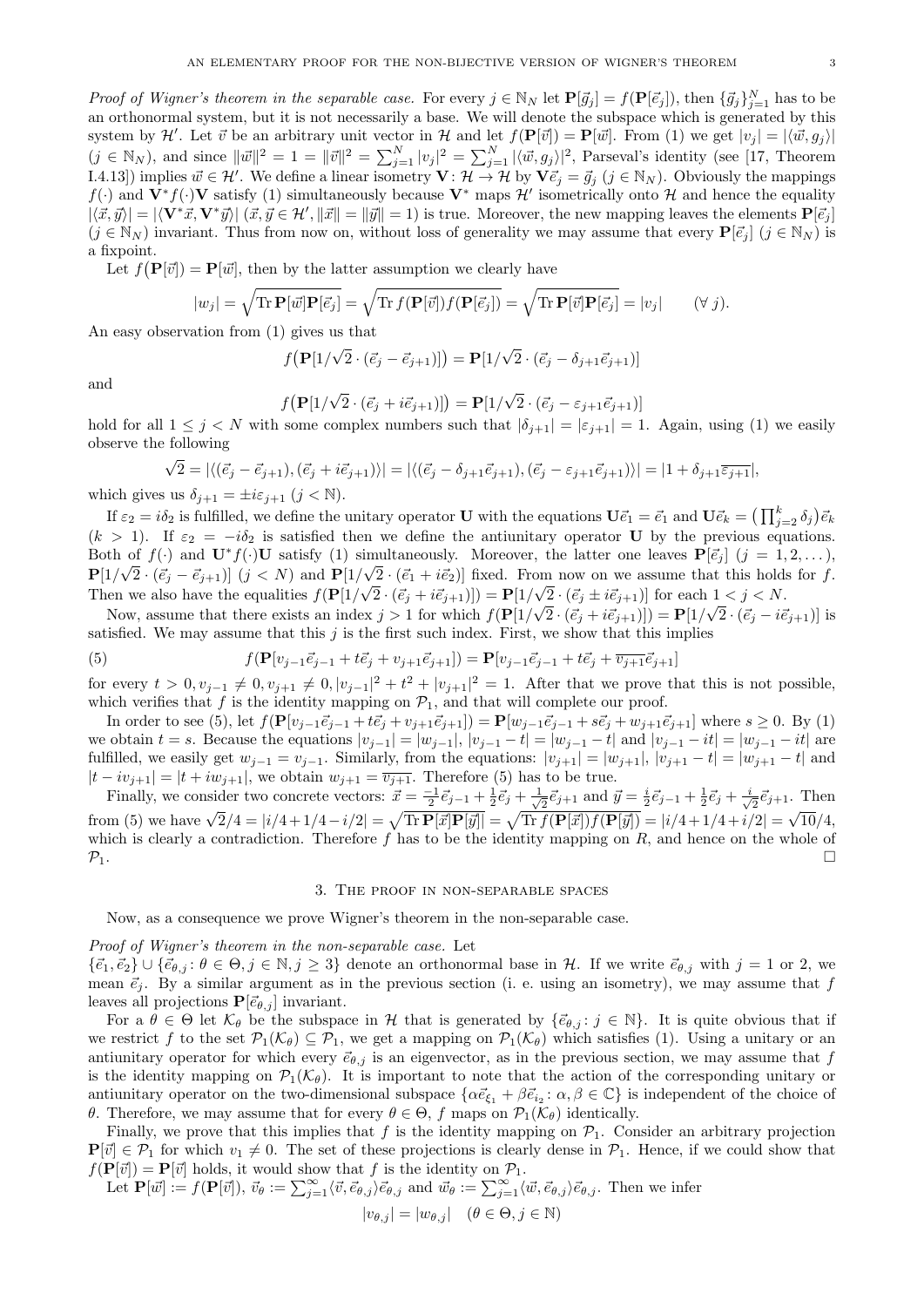*Proof of Wigner's theorem in the separable case.* For every $j \in \mathbb{N}_N$ let $\mathbf{P}[\vec{g}_j] = f(\mathbf{P}[\vec{e}_j])$, then $\{\vec{g}_j\}_{j=1}^N$ has to be an orthonormal system, but it is not necessarily a base. We will denote the subspace which is generated by this system by $\mathcal{H}'$. Let $\vec{v}$ be an arbitrary unit vector in $\mathcal{H}$ and let $f(\mathbf{P}[\vec{v}]) = \mathbf{P}[\vec{w}]$. From (1) we get $|v_j| = |\langle \vec{w}, g_j\rangle|$ ($j \in \mathbb{N}_N$), and since $\|\vec{w}\|^2 = 1 = \|\vec{v}\|^2 = \sum_{j=1}^N |v_j|^2 = \sum_{j=1}^N |\langle \vec{w}, g_j\rangle|^2$, Parseval's identity (see [17, Theorem I.4.13]) implies $\vec{w} \in \mathcal{H}'$. We define a linear isometry $\mathbf{V}\colon \mathcal{H} \to \mathcal{H}$ by $\mathbf{V}\vec{e}_j = \vec{g}_j$ ($j \in \mathbb{N}_N$). Obviously the mappings $f(\cdot)$ and $\mathbf{V}^* f(\cdot)\mathbf{V}$ satisfy (1) simultaneously because $\mathbf{V}^*$ maps $\mathcal{H}'$ isometrically onto $\mathcal{H}$ and hence the equality $|\langle \vec{x}, \vec{y}\rangle| = |\langle \mathbf{V}^*\vec{x}, \mathbf{V}^*\vec{y}\rangle|$ ($\vec{x}, \vec{y} \in \mathcal{H}', \|\vec{x}\| = \|\vec{y}\| = 1$) is true. Moreover, the new mapping leaves the elements $\mathbf{P}[\vec{e}_j]$ ($j \in \mathbb{N}_N$) invariant. Thus from now on, without loss of generality we may assume that every $\mathbf{P}[\vec{e}_j]$ ($j \in \mathbb{N}_N$) is a fixpoint.

Let $f\big(\mathbf{P}[\vec{v}]\big) = \mathbf{P}[\vec{w}]$, then by the latter assumption we clearly have

$$|w_j| = \sqrt{\operatorname{Tr}\mathbf{P}[\vec{w}]\mathbf{P}[\vec{e}_j]} = \sqrt{\operatorname{Tr} f(\mathbf{P}[\vec{v}]) f(\mathbf{P}[\vec{e}_j])} = \sqrt{\operatorname{Tr}\mathbf{P}[\vec{v}]\mathbf{P}[\vec{e}_j]} = |v_j| \qquad (\forall\ j).$$

An easy observation from (1) gives us that

$$f\big(\mathbf{P}[1/\sqrt{2}\cdot(\vec{e}_j - \vec{e}_{j+1})]\big) = \mathbf{P}[1/\sqrt{2}\cdot(\vec{e}_j - \delta_{j+1}\vec{e}_{j+1})]$$

and

$$f\big(\mathbf{P}[1/\sqrt{2}\cdot(\vec{e}_j + i\vec{e}_{j+1})]\big) = \mathbf{P}[1/\sqrt{2}\cdot(\vec{e}_j - \varepsilon_{j+1}\vec{e}_{j+1})]$$

hold for all $1 \le j < N$ with some complex numbers such that $|\delta_{j+1}| = |\varepsilon_{j+1}| = 1$. Again, using (1) we easily observe the following

$$\sqrt{2} = |\langle(\vec{e}_j - \vec{e}_{j+1}), (\vec{e}_j + i\vec{e}_{j+1})\rangle| = |\langle(\vec{e}_j - \delta_{j+1}\vec{e}_{j+1}), (\vec{e}_j - \varepsilon_{j+1}\vec{e}_{j+1})\rangle| = |1 + \delta_{j+1}\overline{\varepsilon_{j+1}}|,$$

which gives us $\delta_{j+1} = \pm i\varepsilon_{j+1}$ ($j < \mathbb{N}$).

If $\varepsilon_2 = i\delta_2$ is fulfilled, we define the unitary operator $\mathbf{U}$ with the equations $\mathbf{U}\vec{e}_1 = \vec{e}_1$ and $\mathbf{U}\vec{e}_k = \big(\prod_{j=2}^k \delta_j\big)\vec{e}_k$ ($k > 1$). If $\varepsilon_2 = -i\delta_2$ is satisfied then we define the antiunitary operator $\mathbf{U}$ by the previous equations. Both of $f(\cdot)$ and $\mathbf{U}^* f(\cdot)\mathbf{U}$ satisfy (1) simultaneously. Moreover, the latter one leaves $\mathbf{P}[\vec{e}_j]$ ($j = 1, 2, \dots$), $\mathbf{P}[1/\sqrt{2}\cdot(\vec{e}_j - \vec{e}_{j+1})]$ ($j < N$) and $\mathbf{P}[1/\sqrt{2}\cdot(\vec{e}_1 + i\vec{e}_2)]$ fixed. From now on we assume that this holds for $f$. Then we also have the equalities $f(\mathbf{P}[1/\sqrt{2}\cdot(\vec{e}_j + i\vec{e}_{j+1})]) = \mathbf{P}[1/\sqrt{2}\cdot(\vec{e}_j \pm i\vec{e}_{j+1})]$ for each $1 < j < N$.

Now, assume that there exists an index $j > 1$ for which $f(\mathbf{P}[1/\sqrt{2}\cdot(\vec{e}_j + i\vec{e}_{j+1})]) = \mathbf{P}[1/\sqrt{2}\cdot(\vec{e}_j - i\vec{e}_{j+1})]$ is satisfied. We may assume that this $j$ is the first such index. First, we show that this implies

$$f(\mathbf{P}[v_{j-1}\vec{e}_{j-1} + t\vec{e}_j + v_{j+1}\vec{e}_{j+1}]) = \mathbf{P}[v_{j-1}\vec{e}_{j-1} + t\vec{e}_j + \overline{v_{j+1}}\vec{e}_{j+1}] \tag{5}$$

for every $t > 0, v_{j-1} \ne 0, v_{j+1} \ne 0, |v_{j-1}|^2 + t^2 + |v_{j+1}|^2 = 1$. After that we prove that this is not possible, which verifies that $f$ is the identity mapping on $\mathcal{P}_1$, and that will complete our proof.

In order to see (5), let $f(\mathbf{P}[v_{j-1}\vec{e}_{j-1} + t\vec{e}_j + v_{j+1}\vec{e}_{j+1}]) = \mathbf{P}[w_{j-1}\vec{e}_{j-1} + s\vec{e}_j + w_{j+1}\vec{e}_{j+1}]$ where $s \ge 0$. By (1) we obtain $t = s$. Because the equations $|v_{j-1}| = |w_{j-1}|$, $|v_{j-1} - t| = |w_{j-1} - t|$ and $|v_{j-1} - it| = |w_{j-1} - it|$ are fulfilled, we easily get $w_{j-1} = v_{j-1}$. Similarly, from the equations: $|v_{j+1}| = |w_{j+1}|$, $|v_{j+1} - t| = |w_{j+1} - t|$ and $|t - iv_{j+1}| = |t + iw_{j+1}|$, we obtain $w_{j+1} = \overline{v_{j+1}}$. Therefore (5) has to be true.

Finally, we consider two concrete vectors: $\vec{x} = \frac{-1}{2}\vec{e}_{j-1} + \frac{1}{2}\vec{e}_j + \frac{1}{\sqrt{2}}\vec{e}_{j+1}$ and $\vec{y} = \frac{i}{2}\vec{e}_{j-1} + \frac{1}{2}\vec{e}_j + \frac{i}{\sqrt{2}}\vec{e}_{j+1}$. Then from (5) we have $\sqrt{2}/4 = |i/4 + 1/4 - i/2| = \sqrt{\operatorname{Tr}\mathbf{P}[\vec{x}]\mathbf{P}[\vec{y}]} = \sqrt{\operatorname{Tr} f(\mathbf{P}[\vec{x}]) f(\mathbf{P}[\vec{y}])} = |i/4 + 1/4 + i/2| = \sqrt{10}/4$, which is clearly a contradiction. Therefore $f$ has to be the identity mapping on $R$, and hence on the whole of $\mathcal{P}_1$. $\square$

## 3. The proof in non-separable spaces

Now, as a consequence we prove Wigner's theorem in the non-separable case.

*Proof of Wigner's theorem in the non-separable case.* Let $\{\vec{e}_1, \vec{e}_2\} \cup \{\vec{e}_{\theta,j}\colon \theta \in \Theta, j \in \mathbb{N}, j \ge 3\}$ denote an orthonormal base in $\mathcal{H}$. If we write $\vec{e}_{\theta,j}$ with $j = 1$ or 2, we mean $\vec{e}_j$. By a similar argument as in the previous section (i. e. using an isometry), we may assume that $f$ leaves all projections $\mathbf{P}[\vec{e}_{\theta,j}]$ invariant.

For a $\theta \in \Theta$ let $\mathcal{K}_\theta$ be the subspace in $\mathcal{H}$ that is generated by $\{\vec{e}_{\theta,j}\colon j \in \mathbb{N}\}$. It is quite obvious that if we restrict $f$ to the set $\mathcal{P}_1(\mathcal{K}_\theta) \subseteq \mathcal{P}_1$, we get a mapping on $\mathcal{P}_1(\mathcal{K}_\theta)$ which satisfies (1). Using a unitary or an antiunitary operator for which every $\vec{e}_{\theta,j}$ is an eigenvector, as in the previous section, we may assume that $f$ is the identity mapping on $\mathcal{P}_1(\mathcal{K}_\theta)$. It is important to note that the action of the corresponding unitary or antiunitary operator on the two-dimensional subspace $\{\alpha\vec{e}_{\xi_1} + \beta\vec{e}_{i_2}\colon \alpha, \beta \in \mathbb{C}\}$ is independent of the choice of $\theta$. Therefore, we may assume that for every $\theta \in \Theta$, $f$ maps on $\mathcal{P}_1(\mathcal{K}_\theta)$ identically.

Finally, we prove that this implies that $f$ is the identity mapping on $\mathcal{P}_1$. Consider an arbitrary projection $\mathbf{P}[\vec{v}] \in \mathcal{P}_1$ for which $v_1 \ne 0$. The set of these projections is clearly dense in $\mathcal{P}_1$. Hence, if we could show that $f(\mathbf{P}[\vec{v}]) = \mathbf{P}[\vec{v}]$ holds, it would show that $f$ is the identity on $\mathcal{P}_1$.

Let $\mathbf{P}[\vec{w}] := f(\mathbf{P}[\vec{v}])$, $\vec{v}_\theta := \sum_{j=1}^\infty \langle \vec{v}, \vec{e}_{\theta,j}\rangle \vec{e}_{\theta,j}$ and $\vec{w}_\theta := \sum_{j=1}^\infty \langle \vec{w}, \vec{e}_{\theta,j}\rangle \vec{e}_{\theta,j}$. Then we infer

$$|v_{\theta,j}| = |w_{\theta,j}| \quad (\theta \in \Theta, j \in \mathbb{N})$$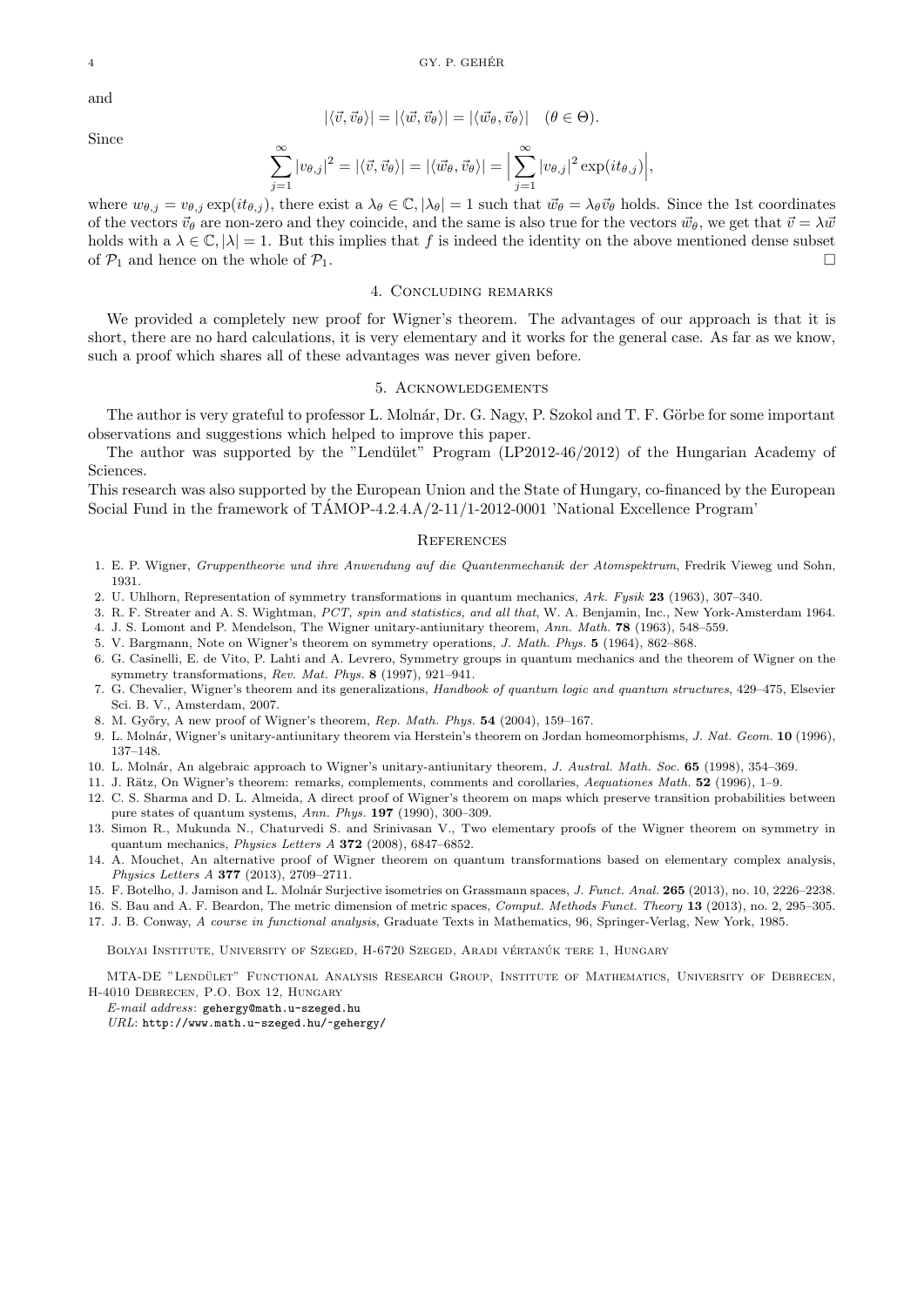and

$$|\langle \vec{v}, \vec{v}_\theta \rangle| = |\langle \vec{w}, \vec{v}_\theta \rangle| = |\langle \vec{w}_\theta, \vec{v}_\theta \rangle| \quad (\theta \in \Theta).$$

Since

$$\sum_{j=1}^{\infty} |v_{\theta,j}|^2 = |\langle \vec{v}, \vec{v}_\theta \rangle| = |\langle \vec{w}_\theta, \vec{v}_\theta \rangle| = \Big| \sum_{j=1}^{\infty} |v_{\theta,j}|^2 \exp(it_{\theta,j}) \Big|,$$

where $w_{\theta,j} = v_{\theta,j} \exp(it_{\theta,j})$, there exist a $\lambda_\theta \in \mathbb{C}, |\lambda_\theta| = 1$ such that $\vec{w}_\theta = \lambda_\theta \vec{v}_\theta$ holds. Since the 1st coordinates of the vectors $\vec{v}_\theta$ are non-zero and they coincide, and the same is also true for the vectors $\vec{w}_\theta$, we get that $\vec{v} = \lambda \vec{w}$ holds with a $\lambda \in \mathbb{C}, |\lambda| = 1$. But this implies that $f$ is indeed the identity on the above mentioned dense subset of $\mathcal{P}_1$ and hence on the whole of $\mathcal{P}_1$. □

## 4. Concluding remarks

We provided a completely new proof for Wigner's theorem. The advantages of our approach is that it is short, there are no hard calculations, it is very elementary and it works for the general case. As far as we know, such a proof which shares all of these advantages was never given before.

## 5. Acknowledgements

The author is very grateful to professor L. Molnár, Dr. G. Nagy, P. Szokol and T. F. Görbe for some important observations and suggestions which helped to improve this paper.

The author was supported by the "Lendület" Program (LP2012-46/2012) of the Hungarian Academy of Sciences.
This research was also supported by the European Union and the State of Hungary, co-financed by the European Social Fund in the framework of TÁMOP-4.2.4.A/2-11/1-2012-0001 'National Excellence Program'

## References

1. E. P. Wigner, *Gruppentheorie und ihre Anwendung auf die Quantenmechanik der Atomspektrum*, Fredrik Vieweg und Sohn, 1931.
2. U. Uhlhorn, Representation of symmetry transformations in quantum mechanics, *Ark. Fysik* **23** (1963), 307–340.
3. R. F. Streater and A. S. Wightman, *PCT, spin and statistics, and all that*, W. A. Benjamin, Inc., New York-Amsterdam 1964.
4. J. S. Lomont and P. Mendelson, The Wigner unitary-antiunitary theorem, *Ann. Math.* **78** (1963), 548–559.
5. V. Bargmann, Note on Wigner's theorem on symmetry operations, *J. Math. Phys.* **5** (1964), 862–868.
6. G. Casinelli, E. de Vito, P. Lahti and A. Levrero, Symmetry groups in quantum mechanics and the theorem of Wigner on the symmetry transformations, *Rev. Mat. Phys.* **8** (1997), 921–941.
7. G. Chevalier, Wigner's theorem and its generalizations, *Handbook of quantum logic and quantum structures*, 429–475, Elsevier Sci. B. V., Amsterdam, 2007.
8. M. Győry, A new proof of Wigner's theorem, *Rep. Math. Phys.* **54** (2004), 159–167.
9. L. Molnár, Wigner's unitary-antiunitary theorem via Herstein's theorem on Jordan homeomorphisms, *J. Nat. Geom.* **10** (1996), 137–148.
10. L. Molnár, An algebraic approach to Wigner's unitary-antiunitary theorem, *J. Austral. Math. Soc.* **65** (1998), 354–369.
11. J. Rätz, On Wigner's theorem: remarks, complements, comments and corollaries, *Aequationes Math.* **52** (1996), 1–9.
12. C. S. Sharma and D. L. Almeida, A direct proof of Wigner's theorem on maps which preserve transition probabilities between pure states of quantum systems, *Ann. Phys.* **197** (1990), 300–309.
13. Simon R., Mukunda N., Chaturvedi S. and Srinivasan V., Two elementary proofs of the Wigner theorem on symmetry in quantum mechanics, *Physics Letters A* **372** (2008), 6847–6852.
14. A. Mouchet, An alternative proof of Wigner theorem on quantum transformations based on elementary complex analysis, *Physics Letters A* **377** (2013), 2709–2711.
15. F. Botelho, J. Jamison and L. Molnár Surjective isometries on Grassmann spaces, *J. Funct. Anal.* **265** (2013), no. 10, 2226–2238.
16. S. Bau and A. F. Beardon, The metric dimension of metric spaces, *Comput. Methods Funct. Theory* **13** (2013), no. 2, 295–305.
17. J. B. Conway, *A course in functional analysis*, Graduate Texts in Mathematics, 96, Springer-Verlag, New York, 1985.

Bolyai Institute, University of Szeged, H-6720 Szeged, Aradi vértanúk tere 1, Hungary

MTA-DE "Lendület" Functional Analysis Research Group, Institute of Mathematics, University of Debrecen, H-4010 Debrecen, P.O. Box 12, Hungary

*E-mail address*: gehergy@math.u-szeged.hu
*URL*: http://www.math.u-szeged.hu/~gehergy/